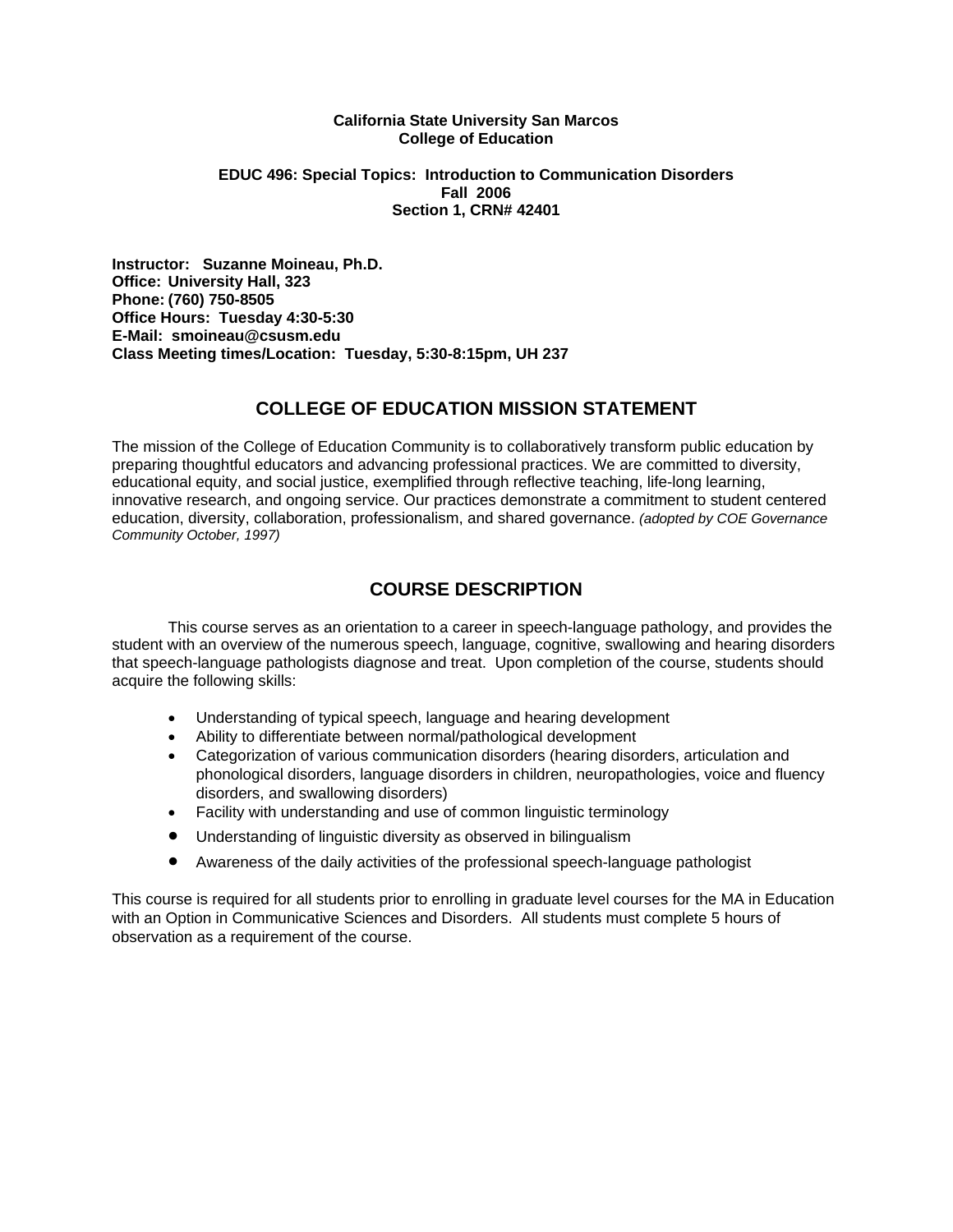**California State University San Marcos**
**College of Education**

**EDUC 496: Special Topics: Introduction to Communication Disorders**
**Fall 2006**
**Section 1, CRN# 42401**

**Instructor: Suzanne Moineau, Ph.D.**
**Office: University Hall, 323**
**Phone: (760) 750-8505**
**Office Hours: Tuesday 4:30-5:30**
**E-Mail: smoineau@csusm.edu**
**Class Meeting times/Location: Tuesday, 5:30-8:15pm, UH 237**

## COLLEGE OF EDUCATION MISSION STATEMENT

The mission of the College of Education Community is to collaboratively transform public education by preparing thoughtful educators and advancing professional practices. We are committed to diversity, educational equity, and social justice, exemplified through reflective teaching, life-long learning, innovative research, and ongoing service. Our practices demonstrate a commitment to student centered education, diversity, collaboration, professionalism, and shared governance. *(adopted by COE Governance Community October, 1997)*

## COURSE DESCRIPTION

This course serves as an orientation to a career in speech-language pathology, and provides the student with an overview of the numerous speech, language, cognitive, swallowing and hearing disorders that speech-language pathologists diagnose and treat. Upon completion of the course, students should acquire the following skills:

- Understanding of typical speech, language and hearing development
- Ability to differentiate between normal/pathological development
- Categorization of various communication disorders (hearing disorders, articulation and phonological disorders, language disorders in children, neuropathologies, voice and fluency disorders, and swallowing disorders)
- Facility with understanding and use of common linguistic terminology
- Understanding of linguistic diversity as observed in bilingualism
- Awareness of the daily activities of the professional speech-language pathologist

This course is required for all students prior to enrolling in graduate level courses for the MA in Education with an Option in Communicative Sciences and Disorders. All students must complete 5 hours of observation as a requirement of the course.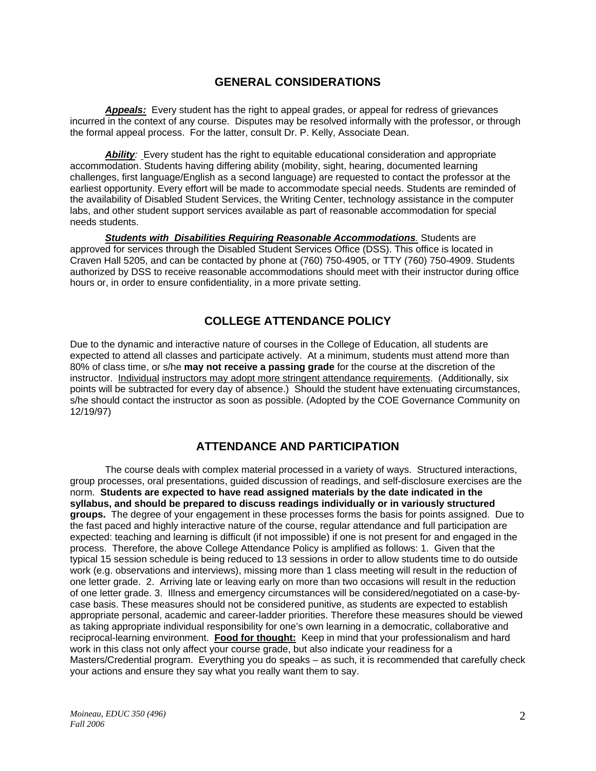## GENERAL CONSIDERATIONS

***Appeals:*** Every student has the right to appeal grades, or appeal for redress of grievances incurred in the context of any course. Disputes may be resolved informally with the professor, or through the formal appeal process. For the latter, consult Dr. P. Kelly, Associate Dean.

***Ability:*** Every student has the right to equitable educational consideration and appropriate accommodation. Students having differing ability (mobility, sight, hearing, documented learning challenges, first language/English as a second language) are requested to contact the professor at the earliest opportunity. Every effort will be made to accommodate special needs. Students are reminded of the availability of Disabled Student Services, the Writing Center, technology assistance in the computer labs, and other student support services available as part of reasonable accommodation for special needs students.

***Students with Disabilities Requiring Reasonable Accommodations.*** Students are approved for services through the Disabled Student Services Office (DSS). This office is located in Craven Hall 5205, and can be contacted by phone at (760) 750-4905, or TTY (760) 750-4909. Students authorized by DSS to receive reasonable accommodations should meet with their instructor during office hours or, in order to ensure confidentiality, in a more private setting.

## COLLEGE ATTENDANCE POLICY

Due to the dynamic and interactive nature of courses in the College of Education, all students are expected to attend all classes and participate actively. At a minimum, students must attend more than 80% of class time, or s/he **may not receive a passing grade** for the course at the discretion of the instructor. Individual instructors may adopt more stringent attendance requirements. (Additionally, six points will be subtracted for every day of absence.) Should the student have extenuating circumstances, s/he should contact the instructor as soon as possible. (Adopted by the COE Governance Community on 12/19/97)

## ATTENDANCE AND PARTICIPATION

The course deals with complex material processed in a variety of ways. Structured interactions, group processes, oral presentations, guided discussion of readings, and self-disclosure exercises are the norm. **Students are expected to have read assigned materials by the date indicated in the syllabus, and should be prepared to discuss readings individually or in variously structured groups.** The degree of your engagement in these processes forms the basis for points assigned. Due to the fast paced and highly interactive nature of the course, regular attendance and full participation are expected: teaching and learning is difficult (if not impossible) if one is not present for and engaged in the process. Therefore, the above College Attendance Policy is amplified as follows: 1. Given that the typical 15 session schedule is being reduced to 13 sessions in order to allow students time to do outside work (e.g. observations and interviews), missing more than 1 class meeting will result in the reduction of one letter grade. 2. Arriving late or leaving early on more than two occasions will result in the reduction of one letter grade. 3. Illness and emergency circumstances will be considered/negotiated on a case-by-case basis. These measures should not be considered punitive, as students are expected to establish appropriate personal, academic and career-ladder priorities. Therefore these measures should be viewed as taking appropriate individual responsibility for one's own learning in a democratic, collaborative and reciprocal-learning environment. **Food for thought:** Keep in mind that your professionalism and hard work in this class not only affect your course grade, but also indicate your readiness for a Masters/Credential program. Everything you do speaks – as such, it is recommended that carefully check your actions and ensure they say what you really want them to say.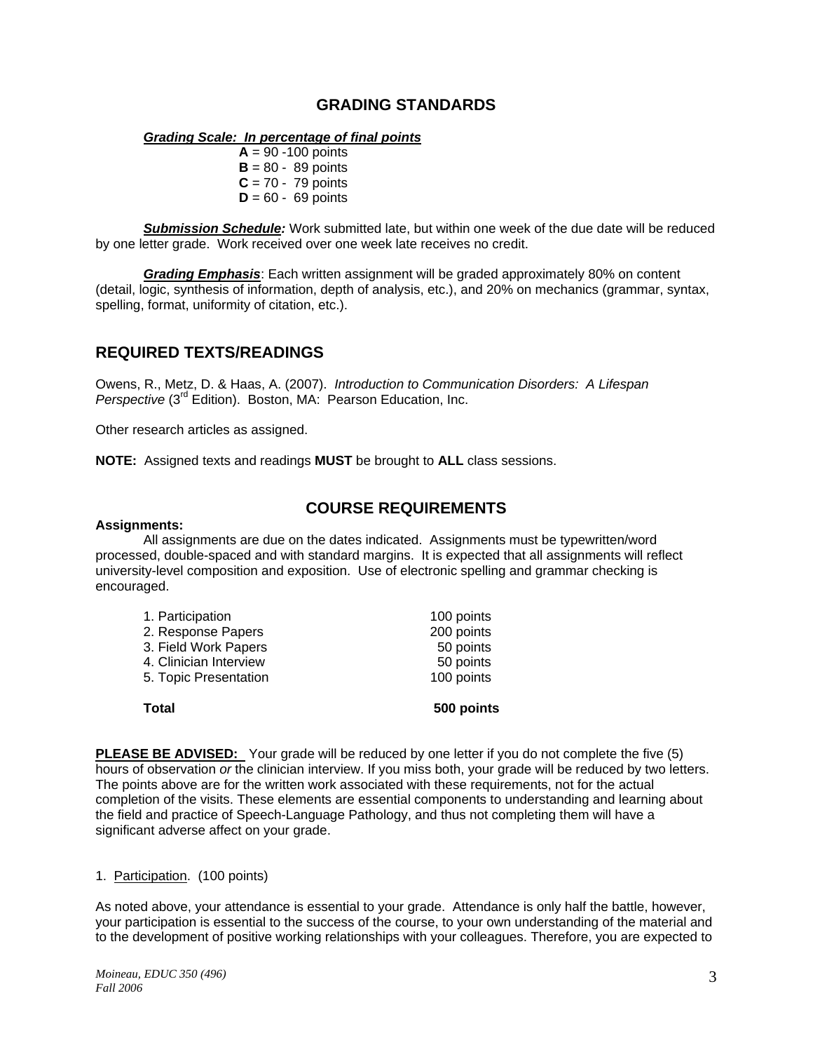## GRADING STANDARDS

***Grading Scale: In percentage of final points***

**A** = 90 -100 points
**B** = 80 - 89 points
**C** = 70 - 79 points
**D** = 60 - 69 points

***Submission Schedule:*** Work submitted late, but within one week of the due date will be reduced by one letter grade. Work received over one week late receives no credit.

***Grading Emphasis***: Each written assignment will be graded approximately 80% on content (detail, logic, synthesis of information, depth of analysis, etc.), and 20% on mechanics (grammar, syntax, spelling, format, uniformity of citation, etc.).

## REQUIRED TEXTS/READINGS

Owens, R., Metz, D. & Haas, A. (2007). *Introduction to Communication Disorders: A Lifespan Perspective* (3rd Edition). Boston, MA: Pearson Education, Inc.

Other research articles as assigned.

**NOTE:** Assigned texts and readings **MUST** be brought to **ALL** class sessions.

## COURSE REQUIREMENTS

**Assignments:**

All assignments are due on the dates indicated. Assignments must be typewritten/word processed, double-spaced and with standard margins. It is expected that all assignments will reflect university-level composition and exposition. Use of electronic spelling and grammar checking is encouraged.

| | |
|---|---|
| 1. Participation | 100 points |
| 2. Response Papers | 200 points |
| 3. Field Work Papers | 50 points |
| 4. Clinician Interview | 50 points |
| 5. Topic Presentation | 100 points |
| **Total** | **500 points** |

**PLEASE BE ADVISED:** Your grade will be reduced by one letter if you do not complete the five (5) hours of observation *or* the clinician interview. If you miss both, your grade will be reduced by two letters. The points above are for the written work associated with these requirements, not for the actual completion of the visits. These elements are essential components to understanding and learning about the field and practice of Speech-Language Pathology, and thus not completing them will have a significant adverse affect on your grade.

1. Participation. (100 points)

As noted above, your attendance is essential to your grade. Attendance is only half the battle, however, your participation is essential to the success of the course, to your own understanding of the material and to the development of positive working relationships with your colleagues. Therefore, you are expected to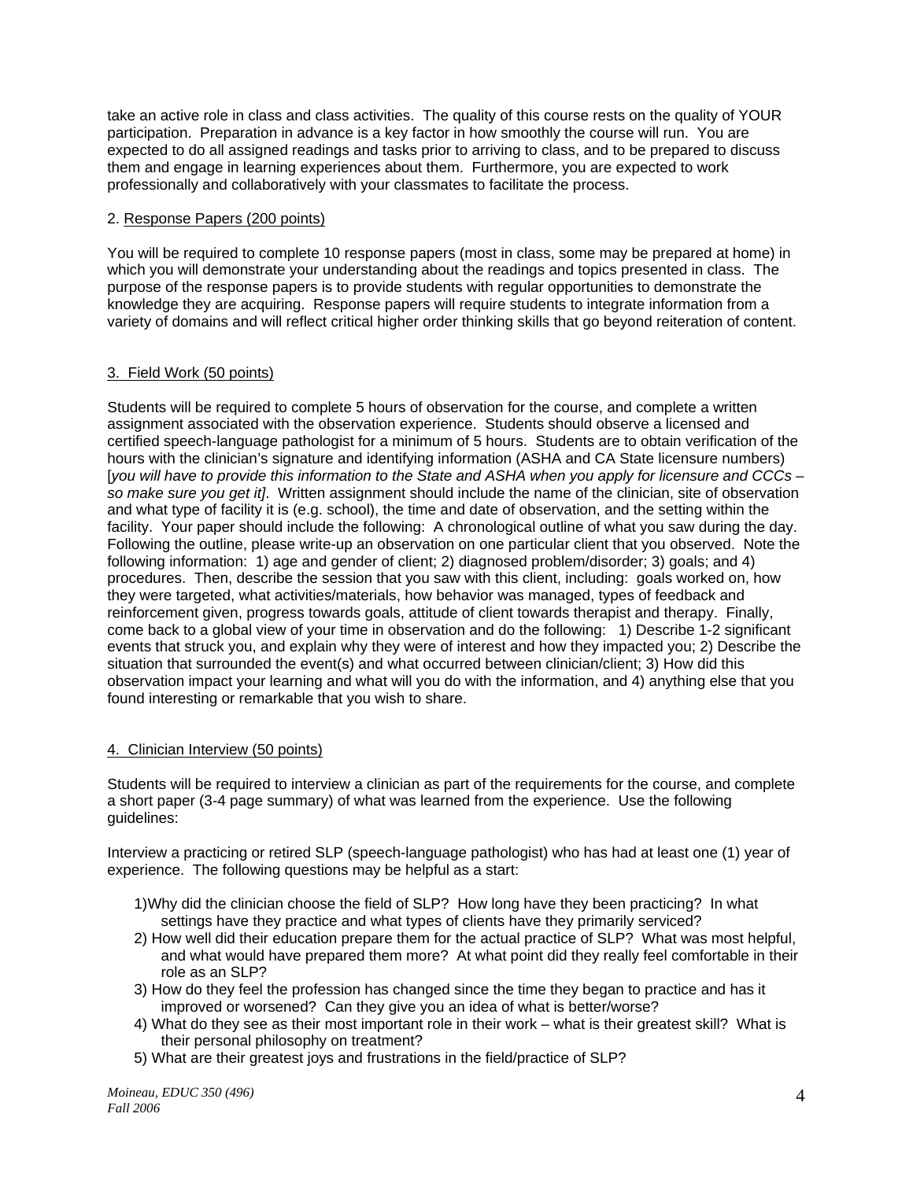take an active role in class and class activities. The quality of this course rests on the quality of YOUR participation. Preparation in advance is a key factor in how smoothly the course will run. You are expected to do all assigned readings and tasks prior to arriving to class, and to be prepared to discuss them and engage in learning experiences about them. Furthermore, you are expected to work professionally and collaboratively with your classmates to facilitate the process.

2. Response Papers (200 points)

You will be required to complete 10 response papers (most in class, some may be prepared at home) in which you will demonstrate your understanding about the readings and topics presented in class. The purpose of the response papers is to provide students with regular opportunities to demonstrate the knowledge they are acquiring. Response papers will require students to integrate information from a variety of domains and will reflect critical higher order thinking skills that go beyond reiteration of content.

3. Field Work (50 points)

Students will be required to complete 5 hours of observation for the course, and complete a written assignment associated with the observation experience. Students should observe a licensed and certified speech-language pathologist for a minimum of 5 hours. Students are to obtain verification of the hours with the clinician's signature and identifying information (ASHA and CA State licensure numbers) [*you will have to provide this information to the State and ASHA when you apply for licensure and CCCs – so make sure you get it]*. Written assignment should include the name of the clinician, site of observation and what type of facility it is (e.g. school), the time and date of observation, and the setting within the facility. Your paper should include the following: A chronological outline of what you saw during the day. Following the outline, please write-up an observation on one particular client that you observed. Note the following information: 1) age and gender of client; 2) diagnosed problem/disorder; 3) goals; and 4) procedures. Then, describe the session that you saw with this client, including: goals worked on, how they were targeted, what activities/materials, how behavior was managed, types of feedback and reinforcement given, progress towards goals, attitude of client towards therapist and therapy. Finally, come back to a global view of your time in observation and do the following: 1) Describe 1-2 significant events that struck you, and explain why they were of interest and how they impacted you; 2) Describe the situation that surrounded the event(s) and what occurred between clinician/client; 3) How did this observation impact your learning and what will you do with the information, and 4) anything else that you found interesting or remarkable that you wish to share.

4. Clinician Interview (50 points)

Students will be required to interview a clinician as part of the requirements for the course, and complete a short paper (3-4 page summary) of what was learned from the experience. Use the following guidelines:

Interview a practicing or retired SLP (speech-language pathologist) who has had at least one (1) year of experience. The following questions may be helpful as a start:

1)Why did the clinician choose the field of SLP? How long have they been practicing? In what settings have they practice and what types of clients have they primarily serviced?
2) How well did their education prepare them for the actual practice of SLP? What was most helpful, and what would have prepared them more? At what point did they really feel comfortable in their role as an SLP?
3) How do they feel the profession has changed since the time they began to practice and has it improved or worsened? Can they give you an idea of what is better/worse?
4) What do they see as their most important role in their work – what is their greatest skill? What is their personal philosophy on treatment?
5) What are their greatest joys and frustrations in the field/practice of SLP?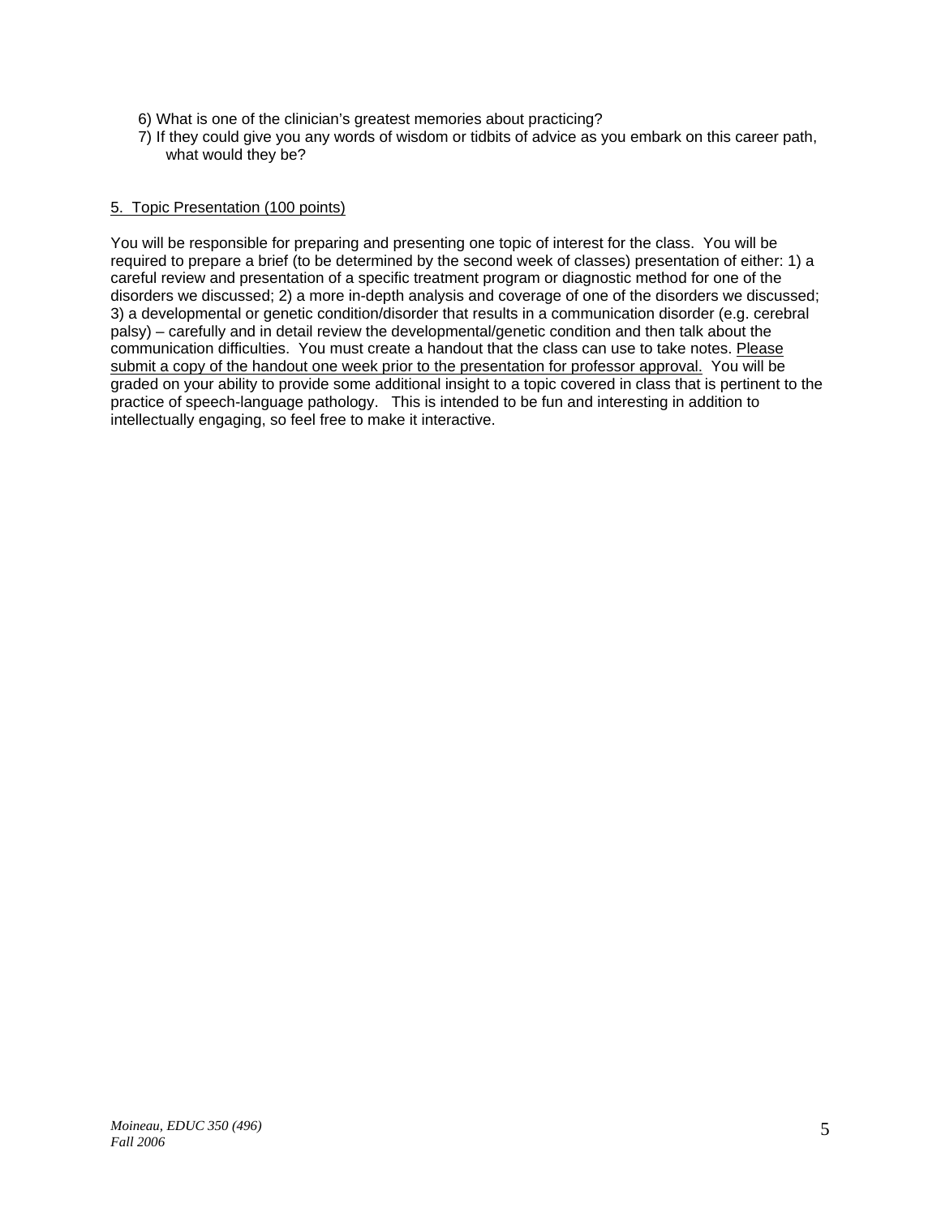6) What is one of the clinician's greatest memories about practicing?
7) If they could give you any words of wisdom or tidbits of advice as you embark on this career path, what would they be?

<u>5. Topic Presentation (100 points)</u>

You will be responsible for preparing and presenting one topic of interest for the class. You will be required to prepare a brief (to be determined by the second week of classes) presentation of either: 1) a careful review and presentation of a specific treatment program or diagnostic method for one of the disorders we discussed; 2) a more in-depth analysis and coverage of one of the disorders we discussed; 3) a developmental or genetic condition/disorder that results in a communication disorder (e.g. cerebral palsy) – carefully and in detail review the developmental/genetic condition and then talk about the communication difficulties. You must create a handout that the class can use to take notes. <u>Please submit a copy of the handout one week prior to the presentation for professor approval.</u> You will be graded on your ability to provide some additional insight to a topic covered in class that is pertinent to the practice of speech-language pathology. This is intended to be fun and interesting in addition to intellectually engaging, so feel free to make it interactive.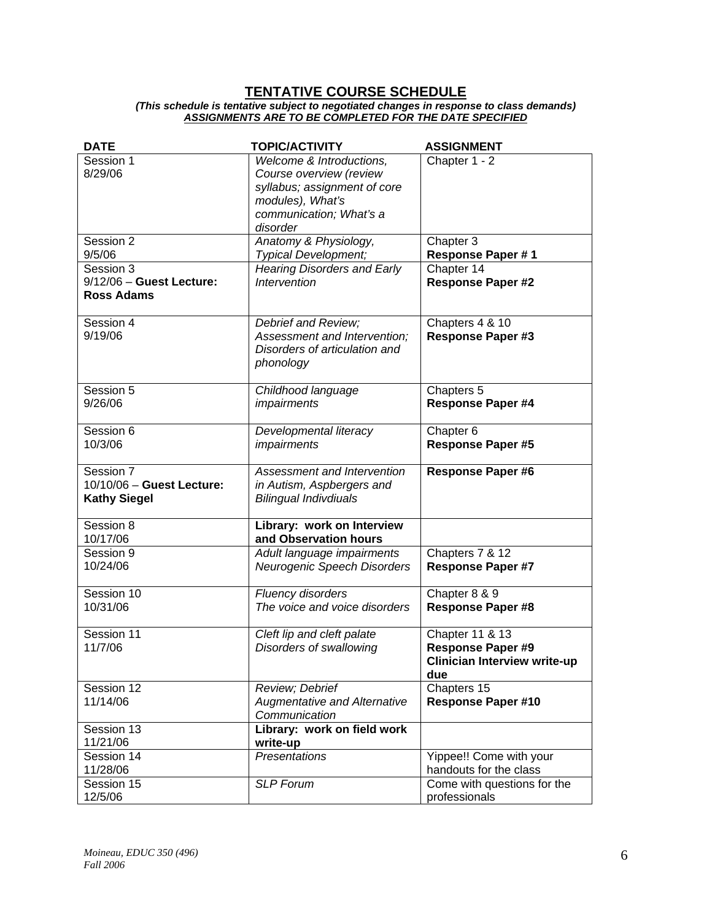## TENTATIVE COURSE SCHEDULE

***(This schedule is tentative subject to negotiated changes in response to class demands)***
***ASSIGNMENTS ARE TO BE COMPLETED FOR THE DATE SPECIFIED***

| DATE | TOPIC/ACTIVITY | ASSIGNMENT |
|---|---|---|
| Session 1<br>8/29/06 | *Welcome & Introductions, Course overview (review syllabus; assignment of core modules), What's communication; What's a disorder* | Chapter 1 - 2 |
| Session 2<br>9/5/06 | *Anatomy & Physiology, Typical Development;* | Chapter 3<br>**Response Paper # 1** |
| Session 3<br>9/12/06 – **Guest Lecture: Ross Adams** | *Hearing Disorders and Early Intervention* | Chapter 14<br>**Response Paper #2** |
| Session 4<br>9/19/06 | *Debrief and Review; Assessment and Intervention; Disorders of articulation and phonology* | Chapters 4 & 10<br>**Response Paper #3** |
| Session 5<br>9/26/06 | *Childhood language impairments* | Chapters 5<br>**Response Paper #4** |
| Session 6<br>10/3/06 | *Developmental literacy impairments* | Chapter 6<br>**Response Paper #5** |
| Session 7<br>10/10/06 – **Guest Lecture: Kathy Siegel** | *Assessment and Intervention in Autism, Aspbergers and Bilingual Indivdiuals* | **Response Paper #6** |
| Session 8<br>10/17/06 | **Library: work on Interview and Observation hours** | |
| Session 9<br>10/24/06 | *Adult language impairments*<br>*Neurogenic Speech Disorders* | Chapters 7 & 12<br>**Response Paper #7** |
| Session 10<br>10/31/06 | *Fluency disorders*<br>*The voice and voice disorders* | Chapter 8 & 9<br>**Response Paper #8** |
| Session 11<br>11/7/06 | *Cleft lip and cleft palate*<br>*Disorders of swallowing* | Chapter 11 & 13<br>**Response Paper #9**<br>**Clinician Interview write-up due** |
| Session 12<br>11/14/06 | *Review; Debrief*<br>*Augmentative and Alternative Communication* | Chapters 15<br>**Response Paper #10** |
| Session 13<br>11/21/06 | **Library: work on field work write-up** | |
| Session 14<br>11/28/06 | *Presentations* | Yippee!! Come with your handouts for the class |
| Session 15<br>12/5/06 | *SLP Forum* | Come with questions for the professionals |